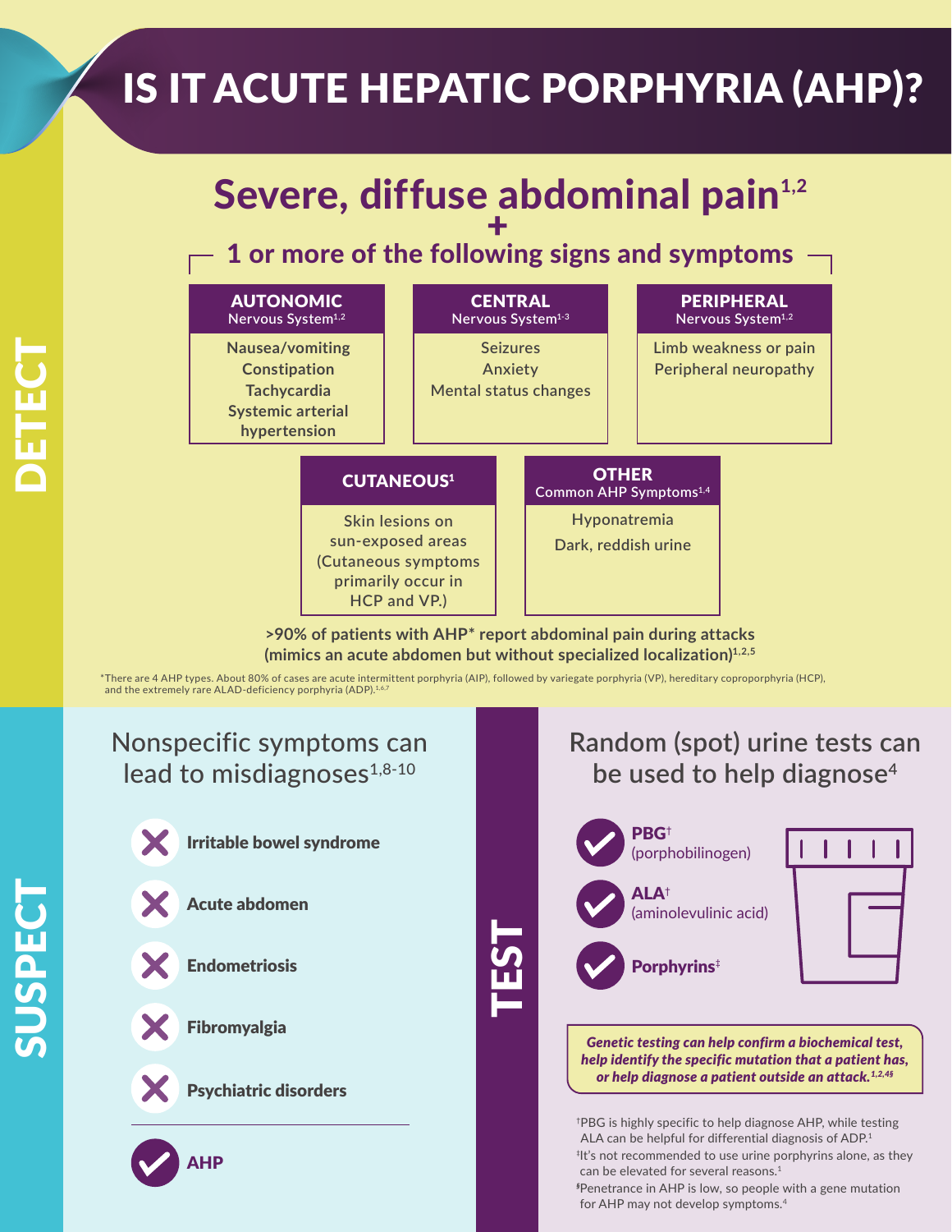# IS IT ACUTE HEPATIC PORPHYRIA (AHP)?

## DETECT

## Severe, diffuse abdominal pain[1,2]

**+**

### 1 or more of the following signs and symptoms

**AUTONOMIC** Nervous System[1,2]
- Nausea/vomiting
- Constipation
- Tachycardia
- Systemic arterial hypertension

**CENTRAL** Nervous System[1-3]
- Seizures
- Anxiety
- Mental status changes

**PERIPHERAL** Nervous System[1,2]
- Limb weakness or pain
- Peripheral neuropathy

**CUTANEOUS**[1]
- Skin lesions on sun-exposed areas (Cutaneous symptoms primarily occur in HCP and VP.)

**OTHER** Common AHP Symptoms[1,4]
- Hyponatremia
- Dark, reddish urine

**>90% of patients with AHP* report abdominal pain during attacks (mimics an acute abdomen but without specialized localization)[1,2,5]**

*There are 4 AHP types. About 80% of cases are acute intermittent porphyria (AIP), followed by variegate porphyria (VP), hereditary coproporphyria (HCP), and the extremely rare ALAD-deficiency porphyria (ADP).[1,6,7]

## SUSPECT

### Nonspecific symptoms can lead to misdiagnoses[1,8-10]

- ✗ **Irritable bowel syndrome**
- ✗ **Acute abdomen**
- ✗ **Endometriosis**
- ✗ **Fibromyalgia**
- ✗ **Psychiatric disorders**

---

- ✓ **AHP**

## TEST

### Random (spot) urine tests can be used to help diagnose[4]

- ✓ **PBG**† (porphobilinogen)
- ✓ **ALA**† (aminolevulinic acid)
- ✓ **Porphyrins**‡

***Genetic testing can help confirm a biochemical test, help identify the specific mutation that a patient has, or help diagnose a patient outside an attack.[1,2,4§]***

†PBG is highly specific to help diagnose AHP, while testing ALA can be helpful for differential diagnosis of ADP.[1]

‡It's not recommended to use urine porphyrins alone, as they can be elevated for several reasons.[1]

§Penetrance in AHP is low, so people with a gene mutation for AHP may not develop symptoms.[4]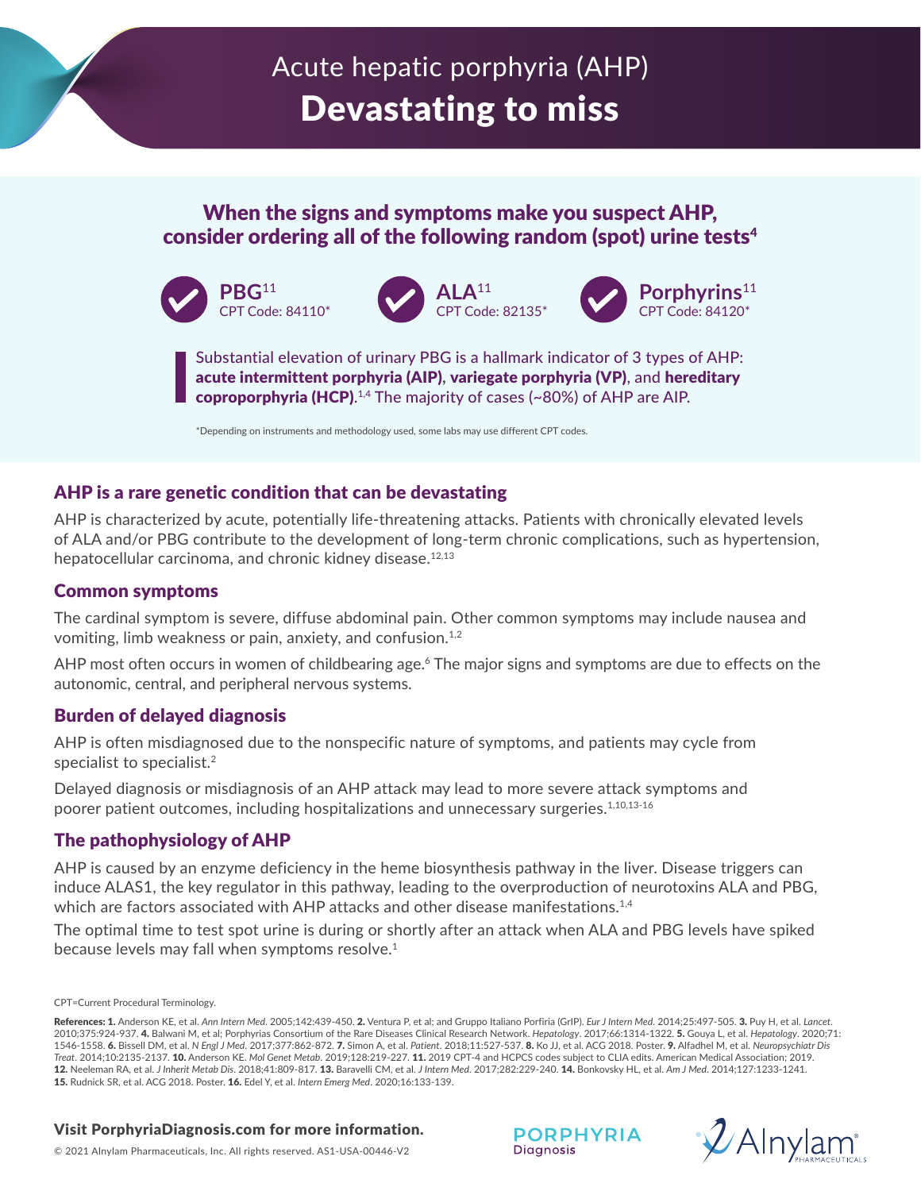# Acute hepatic porphyria (AHP)

# Devastating to miss

## When the signs and symptoms make you suspect AHP, consider ordering all of the following random (spot) urine tests[4]

- **PBG**[11] CPT Code: 84110*
- **ALA**[11] CPT Code: 82135*
- **Porphyrins**[11] CPT Code: 84120*

Substantial elevation of urinary PBG is a hallmark indicator of 3 types of AHP: **acute intermittent porphyria (AIP)**, **variegate porphyria (VP)**, and **hereditary coproporphyria (HCP)**.[1,4] The majority of cases (~80%) of AHP are AIP.

*Depending on instruments and methodology used, some labs may use different CPT codes.

### AHP is a rare genetic condition that can be devastating

AHP is characterized by acute, potentially life-threatening attacks. Patients with chronically elevated levels of ALA and/or PBG contribute to the development of long-term chronic complications, such as hypertension, hepatocellular carcinoma, and chronic kidney disease.[12,13]

### Common symptoms

The cardinal symptom is severe, diffuse abdominal pain. Other common symptoms may include nausea and vomiting, limb weakness or pain, anxiety, and confusion.[1,2]

AHP most often occurs in women of childbearing age.[6] The major signs and symptoms are due to effects on the autonomic, central, and peripheral nervous systems.

### Burden of delayed diagnosis

AHP is often misdiagnosed due to the nonspecific nature of symptoms, and patients may cycle from specialist to specialist.[2]

Delayed diagnosis or misdiagnosis of an AHP attack may lead to more severe attack symptoms and poorer patient outcomes, including hospitalizations and unnecessary surgeries.[1,10,13-16]

### The pathophysiology of AHP

AHP is caused by an enzyme deficiency in the heme biosynthesis pathway in the liver. Disease triggers can induce ALAS1, the key regulator in this pathway, leading to the overproduction of neurotoxins ALA and PBG, which are factors associated with AHP attacks and other disease manifestations.[1,4]

The optimal time to test spot urine is during or shortly after an attack when ALA and PBG levels have spiked because levels may fall when symptoms resolve.[1]

CPT=Current Procedural Terminology.

**References: 1.** Anderson KE, et al. *Ann Intern Med*. 2005;142:439-450. **2.** Ventura P, et al; and Gruppo Italiano Porfiria (GrIP). *Eur J Intern Med*. 2014;25:497-505. **3.** Puy H, et al. *Lancet*. 2010;375:924-937. **4.** Balwani M, et al; Porphyrias Consortium of the Rare Diseases Clinical Research Network. *Hepatology*. 2017;66:1314-1322. **5.** Gouya L, et al. *Hepatology*. 2020;71:1546-1558. **6.** Bissell DM, et al. *N Engl J Med*. 2017;377:862-872. **7.** Simon A, et al. *Patient*. 2018;11:527-537. **8.** Ko JJ, et al. ACG 2018. Poster. **9.** Alfadhel M, et al. *Neuropsychiatr Dis Treat*. 2014;10:2135-2137. **10.** Anderson KE. *Mol Genet Metab*. 2019;128:219-227. **11.** 2019 CPT-4 and HCPCS codes subject to CLIA edits. American Medical Association; 2019. **12.** Neeleman RA, et al. *J Inherit Metab Dis*. 2018;41:809-817. **13.** Baravelli CM, et al. *J Intern Med*. 2017;282:229-240. **14.** Bonkovsky HL, et al. *Am J Med*. 2014;127:1233-1241. **15.** Rudnick SR, et al. ACG 2018. Poster. **16.** Edel Y, et al. *Intern Emerg Med*. 2020;16:133-139.

**Visit PorphyriaDiagnosis.com for more information.**

© 2021 Alnylam Pharmaceuticals, Inc. All rights reserved. AS1-USA-00446-V2

PORPHYRIA Diagnosis

Alnylam PHARMACEUTICALS